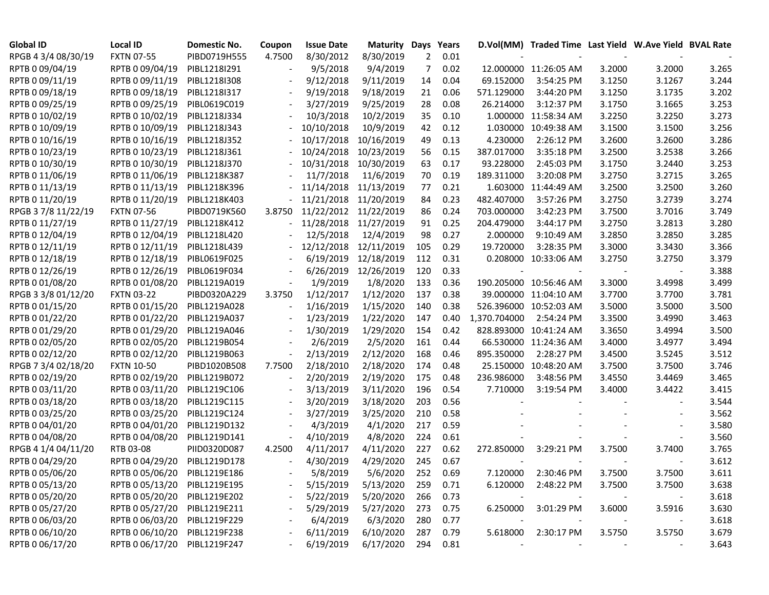| Global ID | Local ID | Domestic No. | Coupon | Issue Date | Maturity | Days | Years | D.Vol(MM) | Traded Time | Last Yield | W.Ave Yield | BVAL Rate |
|---|---|---|---|---|---|---|---|---|---|---|---|---|
| RPGB 4 3/4 08/30/19 | FXTN 07-55 | PIBD0719H555 | 4.7500 | 8/30/2012 | 8/30/2019 | 2 | 0.01 | - | - | - | - | - |
| RPTB 0 09/04/19 | RPTB 0 09/04/19 | PIBL1218I291 | - | 9/5/2018 | 9/4/2019 | 7 | 0.02 | 12.000000 | 11:26:05 AM | 3.2000 | 3.2000 | 3.265 |
| RPTB 0 09/11/19 | RPTB 0 09/11/19 | PIBL1218I308 | - | 9/12/2018 | 9/11/2019 | 14 | 0.04 | 69.152000 | 3:54:25 PM | 3.1250 | 3.1267 | 3.244 |
| RPTB 0 09/18/19 | RPTB 0 09/18/19 | PIBL1218I317 | - | 9/19/2018 | 9/18/2019 | 21 | 0.06 | 571.129000 | 3:44:20 PM | 3.1250 | 3.1735 | 3.202 |
| RPTB 0 09/25/19 | RPTB 0 09/25/19 | PIBL0619C019 | - | 3/27/2019 | 9/25/2019 | 28 | 0.08 | 26.214000 | 3:12:37 PM | 3.1750 | 3.1665 | 3.253 |
| RPTB 0 10/02/19 | RPTB 0 10/02/19 | PIBL1218J334 | - | 10/3/2018 | 10/2/2019 | 35 | 0.10 | 1.000000 | 11:58:34 AM | 3.2250 | 3.2250 | 3.273 |
| RPTB 0 10/09/19 | RPTB 0 10/09/19 | PIBL1218J343 | - | 10/10/2018 | 10/9/2019 | 42 | 0.12 | 1.030000 | 10:49:38 AM | 3.1500 | 3.1500 | 3.256 |
| RPTB 0 10/16/19 | RPTB 0 10/16/19 | PIBL1218J352 | - | 10/17/2018 | 10/16/2019 | 49 | 0.13 | 4.230000 | 2:26:12 PM | 3.2600 | 3.2600 | 3.286 |
| RPTB 0 10/23/19 | RPTB 0 10/23/19 | PIBL1218J361 | - | 10/24/2018 | 10/23/2019 | 56 | 0.15 | 387.017000 | 3:35:18 PM | 3.2500 | 3.2538 | 3.266 |
| RPTB 0 10/30/19 | RPTB 0 10/30/19 | PIBL1218J370 | - | 10/31/2018 | 10/30/2019 | 63 | 0.17 | 93.228000 | 2:45:03 PM | 3.1750 | 3.2440 | 3.253 |
| RPTB 0 11/06/19 | RPTB 0 11/06/19 | PIBL1218K387 | - | 11/7/2018 | 11/6/2019 | 70 | 0.19 | 189.311000 | 3:20:08 PM | 3.2750 | 3.2715 | 3.265 |
| RPTB 0 11/13/19 | RPTB 0 11/13/19 | PIBL1218K396 | - | 11/14/2018 | 11/13/2019 | 77 | 0.21 | 1.603000 | 11:44:49 AM | 3.2500 | 3.2500 | 3.260 |
| RPTB 0 11/20/19 | RPTB 0 11/20/19 | PIBL1218K403 | - | 11/21/2018 | 11/20/2019 | 84 | 0.23 | 482.407000 | 3:57:26 PM | 3.2750 | 3.2739 | 3.274 |
| RPGB 3 7/8 11/22/19 | FXTN 07-56 | PIBD0719K560 | 3.8750 | 11/22/2012 | 11/22/2019 | 86 | 0.24 | 703.000000 | 3:42:23 PM | 3.7500 | 3.7016 | 3.749 |
| RPTB 0 11/27/19 | RPTB 0 11/27/19 | PIBL1218K412 | - | 11/28/2018 | 11/27/2019 | 91 | 0.25 | 204.479000 | 3:44:17 PM | 3.2750 | 3.2813 | 3.280 |
| RPTB 0 12/04/19 | RPTB 0 12/04/19 | PIBL1218L420 | - | 12/5/2018 | 12/4/2019 | 98 | 0.27 | 2.000000 | 9:10:49 AM | 3.2850 | 3.2850 | 3.285 |
| RPTB 0 12/11/19 | RPTB 0 12/11/19 | PIBL1218L439 | - | 12/12/2018 | 12/11/2019 | 105 | 0.29 | 19.720000 | 3:28:35 PM | 3.3000 | 3.3430 | 3.366 |
| RPTB 0 12/18/19 | RPTB 0 12/18/19 | PIBL0619F025 | - | 6/19/2019 | 12/18/2019 | 112 | 0.31 | 0.208000 | 10:33:06 AM | 3.2750 | 3.2750 | 3.379 |
| RPTB 0 12/26/19 | RPTB 0 12/26/19 | PIBL0619F034 | - | 6/26/2019 | 12/26/2019 | 120 | 0.33 | - | - | - | - | 3.388 |
| RPTB 0 01/08/20 | RPTB 0 01/08/20 | PIBL1219A019 | - | 1/9/2019 | 1/8/2020 | 133 | 0.36 | 190.205000 | 10:56:46 AM | 3.3000 | 3.4998 | 3.499 |
| RPGB 3 3/8 01/12/20 | FXTN 03-22 | PIBD0320A229 | 3.3750 | 1/12/2017 | 1/12/2020 | 137 | 0.38 | 39.000000 | 11:04:10 AM | 3.7700 | 3.7700 | 3.781 |
| RPTB 0 01/15/20 | RPTB 0 01/15/20 | PIBL1219A028 | - | 1/16/2019 | 1/15/2020 | 140 | 0.38 | 526.396000 | 10:52:03 AM | 3.5000 | 3.5000 | 3.500 |
| RPTB 0 01/22/20 | RPTB 0 01/22/20 | PIBL1219A037 | - | 1/23/2019 | 1/22/2020 | 147 | 0.40 | 1,370.704000 | 2:54:24 PM | 3.3500 | 3.4990 | 3.463 |
| RPTB 0 01/29/20 | RPTB 0 01/29/20 | PIBL1219A046 | - | 1/30/2019 | 1/29/2020 | 154 | 0.42 | 828.893000 | 10:41:24 AM | 3.3650 | 3.4994 | 3.500 |
| RPTB 0 02/05/20 | RPTB 0 02/05/20 | PIBL1219B054 | - | 2/6/2019 | 2/5/2020 | 161 | 0.44 | 66.530000 | 11:24:36 AM | 3.4000 | 3.4977 | 3.494 |
| RPTB 0 02/12/20 | RPTB 0 02/12/20 | PIBL1219B063 | - | 2/13/2019 | 2/12/2020 | 168 | 0.46 | 895.350000 | 2:28:27 PM | 3.4500 | 3.5245 | 3.512 |
| RPGB 7 3/4 02/18/20 | FXTN 10-50 | PIBD1020B508 | 7.7500 | 2/18/2010 | 2/18/2020 | 174 | 0.48 | 25.150000 | 10:48:20 AM | 3.7500 | 3.7500 | 3.746 |
| RPTB 0 02/19/20 | RPTB 0 02/19/20 | PIBL1219B072 | - | 2/20/2019 | 2/19/2020 | 175 | 0.48 | 236.986000 | 3:48:56 PM | 3.4550 | 3.4469 | 3.465 |
| RPTB 0 03/11/20 | RPTB 0 03/11/20 | PIBL1219C106 | - | 3/13/2019 | 3/11/2020 | 196 | 0.54 | 7.710000 | 3:19:54 PM | 3.4000 | 3.4422 | 3.415 |
| RPTB 0 03/18/20 | RPTB 0 03/18/20 | PIBL1219C115 | - | 3/20/2019 | 3/18/2020 | 203 | 0.56 | - | - | - | - | 3.544 |
| RPTB 0 03/25/20 | RPTB 0 03/25/20 | PIBL1219C124 | - | 3/27/2019 | 3/25/2020 | 210 | 0.58 | - | - | - | - | 3.562 |
| RPTB 0 04/01/20 | RPTB 0 04/01/20 | PIBL1219D132 | - | 4/3/2019 | 4/1/2020 | 217 | 0.59 | - | - | - | - | 3.580 |
| RPTB 0 04/08/20 | RPTB 0 04/08/20 | PIBL1219D141 | - | 4/10/2019 | 4/8/2020 | 224 | 0.61 | - | - | - | - | 3.560 |
| RPGB 4 1/4 04/11/20 | RTB 03-08 | PIID0320D087 | 4.2500 | 4/11/2017 | 4/11/2020 | 227 | 0.62 | 272.850000 | 3:29:21 PM | 3.7500 | 3.7400 | 3.765 |
| RPTB 0 04/29/20 | RPTB 0 04/29/20 | PIBL1219D178 | - | 4/30/2019 | 4/29/2020 | 245 | 0.67 | - | - | - | - | 3.612 |
| RPTB 0 05/06/20 | RPTB 0 05/06/20 | PIBL1219E186 | - | 5/8/2019 | 5/6/2020 | 252 | 0.69 | 7.120000 | 2:30:46 PM | 3.7500 | 3.7500 | 3.611 |
| RPTB 0 05/13/20 | RPTB 0 05/13/20 | PIBL1219E195 | - | 5/15/2019 | 5/13/2020 | 259 | 0.71 | 6.120000 | 2:48:22 PM | 3.7500 | 3.7500 | 3.638 |
| RPTB 0 05/20/20 | RPTB 0 05/20/20 | PIBL1219E202 | - | 5/22/2019 | 5/20/2020 | 266 | 0.73 | - | - | - | - | 3.618 |
| RPTB 0 05/27/20 | RPTB 0 05/27/20 | PIBL1219E211 | - | 5/29/2019 | 5/27/2020 | 273 | 0.75 | 6.250000 | 3:01:29 PM | 3.6000 | 3.5916 | 3.630 |
| RPTB 0 06/03/20 | RPTB 0 06/03/20 | PIBL1219F229 | - | 6/4/2019 | 6/3/2020 | 280 | 0.77 | - | - | - | - | 3.618 |
| RPTB 0 06/10/20 | RPTB 0 06/10/20 | PIBL1219F238 | - | 6/11/2019 | 6/10/2020 | 287 | 0.79 | 5.618000 | 2:30:17 PM | 3.5750 | 3.5750 | 3.679 |
| RPTB 0 06/17/20 | RPTB 0 06/17/20 | PIBL1219F247 | - | 6/19/2019 | 6/17/2020 | 294 | 0.81 | - | - | - | - | 3.643 |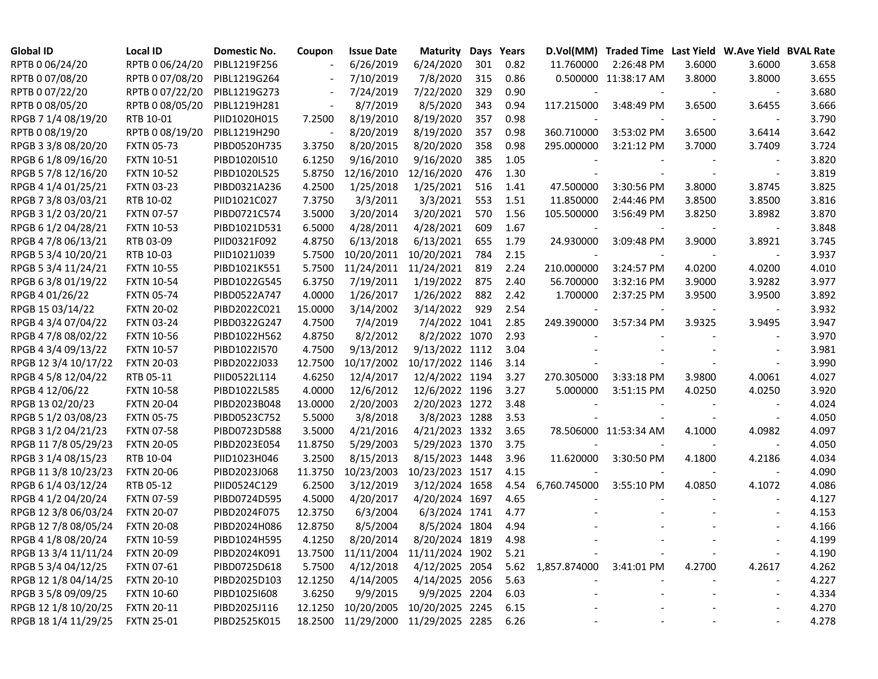| Global ID | Local ID | Domestic No. | Coupon | Issue Date | Maturity | Days | Years | D.Vol(MM) | Traded Time | Last Yield | W.Ave Yield | BVAL Rate |
|---|---|---|---|---|---|---|---|---|---|---|---|---|
| RPTB 0 06/24/20 | RPTB 0 06/24/20 | PIBL1219F256 | - | 6/26/2019 | 6/24/2020 | 301 | 0.82 | 11.760000 | 2:26:48 PM | 3.6000 | 3.6000 | 3.658 |
| RPTB 0 07/08/20 | RPTB 0 07/08/20 | PIBL1219G264 | - | 7/10/2019 | 7/8/2020 | 315 | 0.86 | 0.500000 | 11:38:17 AM | 3.8000 | 3.8000 | 3.655 |
| RPTB 0 07/22/20 | RPTB 0 07/22/20 | PIBL1219G273 | - | 7/24/2019 | 7/22/2020 | 329 | 0.90 | - | - | - | - | 3.680 |
| RPTB 0 08/05/20 | RPTB 0 08/05/20 | PIBL1219H281 | - | 8/7/2019 | 8/5/2020 | 343 | 0.94 | 117.215000 | 3:48:49 PM | 3.6500 | 3.6455 | 3.666 |
| RPGB 7 1/4 08/19/20 | RTB 10-01 | PIID1020H015 | 7.2500 | 8/19/2010 | 8/19/2020 | 357 | 0.98 | - | - | - | - | 3.790 |
| RPTB 0 08/19/20 | RPTB 0 08/19/20 | PIBL1219H290 | - | 8/20/2019 | 8/19/2020 | 357 | 0.98 | 360.710000 | 3:53:02 PM | 3.6500 | 3.6414 | 3.642 |
| RPGB 3 3/8 08/20/20 | FXTN 05-73 | PIBD0520H735 | 3.3750 | 8/20/2015 | 8/20/2020 | 358 | 0.98 | 295.000000 | 3:21:12 PM | 3.7000 | 3.7409 | 3.724 |
| RPGB 6 1/8 09/16/20 | FXTN 10-51 | PIBD1020I510 | 6.1250 | 9/16/2010 | 9/16/2020 | 385 | 1.05 | - | - | - | - | 3.820 |
| RPGB 5 7/8 12/16/20 | FXTN 10-52 | PIBD1020L525 | 5.8750 | 12/16/2010 | 12/16/2020 | 476 | 1.30 | - | - | - | - | 3.819 |
| RPGB 4 1/4 01/25/21 | FXTN 03-23 | PIBD0321A236 | 4.2500 | 1/25/2018 | 1/25/2021 | 516 | 1.41 | 47.500000 | 3:30:56 PM | 3.8000 | 3.8745 | 3.825 |
| RPGB 7 3/8 03/03/21 | RTB 10-02 | PIID1021C027 | 7.3750 | 3/3/2011 | 3/3/2021 | 553 | 1.51 | 11.850000 | 2:44:46 PM | 3.8500 | 3.8500 | 3.816 |
| RPGB 3 1/2 03/20/21 | FXTN 07-57 | PIBD0721C574 | 3.5000 | 3/20/2014 | 3/20/2021 | 570 | 1.56 | 105.500000 | 3:56:49 PM | 3.8250 | 3.8982 | 3.870 |
| RPGB 6 1/2 04/28/21 | FXTN 10-53 | PIBD1021D531 | 6.5000 | 4/28/2011 | 4/28/2021 | 609 | 1.67 | - | - | - | - | 3.848 |
| RPGB 4 7/8 06/13/21 | RTB 03-09 | PIID0321F092 | 4.8750 | 6/13/2018 | 6/13/2021 | 655 | 1.79 | 24.930000 | 3:09:48 PM | 3.9000 | 3.8921 | 3.745 |
| RPGB 5 3/4 10/20/21 | RTB 10-03 | PIID1021J039 | 5.7500 | 10/20/2011 | 10/20/2021 | 784 | 2.15 | - | - | - | - | 3.937 |
| RPGB 5 3/4 11/24/21 | FXTN 10-55 | PIBD1021K551 | 5.7500 | 11/24/2011 | 11/24/2021 | 819 | 2.24 | 210.000000 | 3:24:57 PM | 4.0200 | 4.0200 | 4.010 |
| RPGB 6 3/8 01/19/22 | FXTN 10-54 | PIBD1022G545 | 6.3750 | 7/19/2011 | 1/19/2022 | 875 | 2.40 | 56.700000 | 3:32:16 PM | 3.9000 | 3.9282 | 3.977 |
| RPGB 4 01/26/22 | FXTN 05-74 | PIBD0522A747 | 4.0000 | 1/26/2017 | 1/26/2022 | 882 | 2.42 | 1.700000 | 2:37:25 PM | 3.9500 | 3.9500 | 3.892 |
| RPGB 15 03/14/22 | FXTN 20-02 | PIBD2022C021 | 15.0000 | 3/14/2002 | 3/14/2022 | 929 | 2.54 | - | - | - | - | 3.932 |
| RPGB 4 3/4 07/04/22 | FXTN 03-24 | PIBD0322G247 | 4.7500 | 7/4/2019 | 7/4/2022 | 1041 | 2.85 | 249.390000 | 3:57:34 PM | 3.9325 | 3.9495 | 3.947 |
| RPGB 4 7/8 08/02/22 | FXTN 10-56 | PIBD1022H562 | 4.8750 | 8/2/2012 | 8/2/2022 | 1070 | 2.93 | - | - | - | - | 3.970 |
| RPGB 4 3/4 09/13/22 | FXTN 10-57 | PIBD1022I570 | 4.7500 | 9/13/2012 | 9/13/2022 | 1112 | 3.04 | - | - | - | - | 3.981 |
| RPGB 12 3/4 10/17/22 | FXTN 20-03 | PIBD2022J033 | 12.7500 | 10/17/2002 | 10/17/2022 | 1146 | 3.14 | - | - | - | - | 3.990 |
| RPGB 4 5/8 12/04/22 | RTB 05-11 | PIID0522L114 | 4.6250 | 12/4/2017 | 12/4/2022 | 1194 | 3.27 | 270.305000 | 3:33:18 PM | 3.9800 | 4.0061 | 4.027 |
| RPGB 4 12/06/22 | FXTN 10-58 | PIBD1022L585 | 4.0000 | 12/6/2012 | 12/6/2022 | 1196 | 3.27 | 5.000000 | 3:51:15 PM | 4.0250 | 4.0250 | 3.920 |
| RPGB 13 02/20/23 | FXTN 20-04 | PIBD2023B048 | 13.0000 | 2/20/2003 | 2/20/2023 | 1272 | 3.48 | - | - | - | - | 4.024 |
| RPGB 5 1/2 03/08/23 | FXTN 05-75 | PIBD0523C752 | 5.5000 | 3/8/2018 | 3/8/2023 | 1288 | 3.53 | - | - | - | - | 4.050 |
| RPGB 3 1/2 04/21/23 | FXTN 07-58 | PIBD0723D588 | 3.5000 | 4/21/2016 | 4/21/2023 | 1332 | 3.65 | 78.506000 | 11:53:34 AM | 4.1000 | 4.0982 | 4.097 |
| RPGB 11 7/8 05/29/23 | FXTN 20-05 | PIBD2023E054 | 11.8750 | 5/29/2003 | 5/29/2023 | 1370 | 3.75 | - | - | - | - | 4.050 |
| RPGB 3 1/4 08/15/23 | RTB 10-04 | PIID1023H046 | 3.2500 | 8/15/2013 | 8/15/2023 | 1448 | 3.96 | 11.620000 | 3:30:50 PM | 4.1800 | 4.2186 | 4.034 |
| RPGB 11 3/8 10/23/23 | FXTN 20-06 | PIBD2023J068 | 11.3750 | 10/23/2003 | 10/23/2023 | 1517 | 4.15 | - | - | - | - | 4.090 |
| RPGB 6 1/4 03/12/24 | RTB 05-12 | PIID0524C129 | 6.2500 | 3/12/2019 | 3/12/2024 | 1658 | 4.54 | 6,760.745000 | 3:55:10 PM | 4.0850 | 4.1072 | 4.086 |
| RPGB 4 1/2 04/20/24 | FXTN 07-59 | PIBD0724D595 | 4.5000 | 4/20/2017 | 4/20/2024 | 1697 | 4.65 | - | - | - | - | 4.127 |
| RPGB 12 3/8 06/03/24 | FXTN 20-07 | PIBD2024F075 | 12.3750 | 6/3/2004 | 6/3/2024 | 1741 | 4.77 | - | - | - | - | 4.153 |
| RPGB 12 7/8 08/05/24 | FXTN 20-08 | PIBD2024H086 | 12.8750 | 8/5/2004 | 8/5/2024 | 1804 | 4.94 | - | - | - | - | 4.166 |
| RPGB 4 1/8 08/20/24 | FXTN 10-59 | PIBD1024H595 | 4.1250 | 8/20/2014 | 8/20/2024 | 1819 | 4.98 | - | - | - | - | 4.199 |
| RPGB 13 3/4 11/11/24 | FXTN 20-09 | PIBD2024K091 | 13.7500 | 11/11/2004 | 11/11/2024 | 1902 | 5.21 | - | - | - | - | 4.190 |
| RPGB 5 3/4 04/12/25 | FXTN 07-61 | PIBD0725D618 | 5.7500 | 4/12/2018 | 4/12/2025 | 2054 | 5.62 | 1,857.874000 | 3:41:01 PM | 4.2700 | 4.2617 | 4.262 |
| RPGB 12 1/8 04/14/25 | FXTN 20-10 | PIBD2025D103 | 12.1250 | 4/14/2005 | 4/14/2025 | 2056 | 5.63 | - | - | - | - | 4.227 |
| RPGB 3 5/8 09/09/25 | FXTN 10-60 | PIBD1025I608 | 3.6250 | 9/9/2015 | 9/9/2025 | 2204 | 6.03 | - | - | - | - | 4.334 |
| RPGB 12 1/8 10/20/25 | FXTN 20-11 | PIBD2025J116 | 12.1250 | 10/20/2005 | 10/20/2025 | 2245 | 6.15 | - | - | - | - | 4.270 |
| RPGB 18 1/4 11/29/25 | FXTN 25-01 | PIBD2525K015 | 18.2500 | 11/29/2000 | 11/29/2025 | 2285 | 6.26 | - | - | - | - | 4.278 |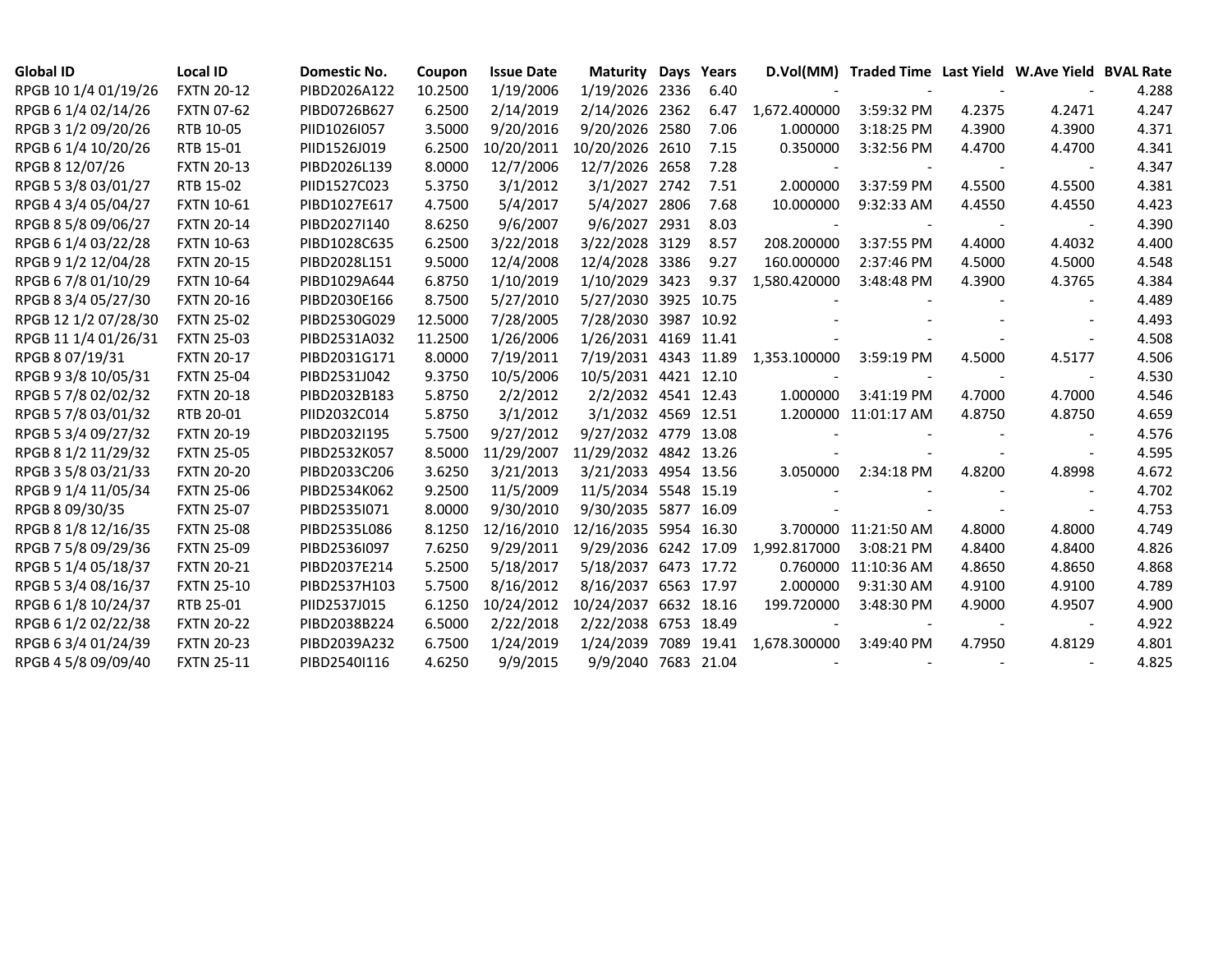| Global ID | Local ID | Domestic No. | Coupon | Issue Date | Maturity | Days | Years | D.Vol(MM) | Traded Time | Last Yield | W.Ave Yield | BVAL Rate |
|---|---|---|---|---|---|---|---|---|---|---|---|---|
| RPGB 10 1/4 01/19/26 | FXTN 20-12 | PIBD2026A122 | 10.2500 | 1/19/2006 | 1/19/2026 | 2336 | 6.40 | - | - | - | - | 4.288 |
| RPGB 6 1/4 02/14/26 | FXTN 07-62 | PIBD0726B627 | 6.2500 | 2/14/2019 | 2/14/2026 | 2362 | 6.47 | 1,672.400000 | 3:59:32 PM | 4.2375 | 4.2471 | 4.247 |
| RPGB 3 1/2 09/20/26 | RTB 10-05 | PIID1026I057 | 3.5000 | 9/20/2016 | 9/20/2026 | 2580 | 7.06 | 1.000000 | 3:18:25 PM | 4.3900 | 4.3900 | 4.371 |
| RPGB 6 1/4 10/20/26 | RTB 15-01 | PIID1526J019 | 6.2500 | 10/20/2011 | 10/20/2026 | 2610 | 7.15 | 0.350000 | 3:32:56 PM | 4.4700 | 4.4700 | 4.341 |
| RPGB 8 12/07/26 | FXTN 20-13 | PIBD2026L139 | 8.0000 | 12/7/2006 | 12/7/2026 | 2658 | 7.28 | - | - | - | - | 4.347 |
| RPGB 5 3/8 03/01/27 | RTB 15-02 | PIID1527C023 | 5.3750 | 3/1/2012 | 3/1/2027 | 2742 | 7.51 | 2.000000 | 3:37:59 PM | 4.5500 | 4.5500 | 4.381 |
| RPGB 4 3/4 05/04/27 | FXTN 10-61 | PIBD1027E617 | 4.7500 | 5/4/2017 | 5/4/2027 | 2806 | 7.68 | 10.000000 | 9:32:33 AM | 4.4550 | 4.4550 | 4.423 |
| RPGB 8 5/8 09/06/27 | FXTN 20-14 | PIBD2027I140 | 8.6250 | 9/6/2007 | 9/6/2027 | 2931 | 8.03 | - | - | - | - | 4.390 |
| RPGB 6 1/4 03/22/28 | FXTN 10-63 | PIBD1028C635 | 6.2500 | 3/22/2018 | 3/22/2028 | 3129 | 8.57 | 208.200000 | 3:37:55 PM | 4.4000 | 4.4032 | 4.400 |
| RPGB 9 1/2 12/04/28 | FXTN 20-15 | PIBD2028L151 | 9.5000 | 12/4/2008 | 12/4/2028 | 3386 | 9.27 | 160.000000 | 2:37:46 PM | 4.5000 | 4.5000 | 4.548 |
| RPGB 6 7/8 01/10/29 | FXTN 10-64 | PIBD1029A644 | 6.8750 | 1/10/2019 | 1/10/2029 | 3423 | 9.37 | 1,580.420000 | 3:48:48 PM | 4.3900 | 4.3765 | 4.384 |
| RPGB 8 3/4 05/27/30 | FXTN 20-16 | PIBD2030E166 | 8.7500 | 5/27/2010 | 5/27/2030 | 3925 | 10.75 | - | - | - | - | 4.489 |
| RPGB 12 1/2 07/28/30 | FXTN 25-02 | PIBD2530G029 | 12.5000 | 7/28/2005 | 7/28/2030 | 3987 | 10.92 | - | - | - | - | 4.493 |
| RPGB 11 1/4 01/26/31 | FXTN 25-03 | PIBD2531A032 | 11.2500 | 1/26/2006 | 1/26/2031 | 4169 | 11.41 | - | - | - | - | 4.508 |
| RPGB 8 07/19/31 | FXTN 20-17 | PIBD2031G171 | 8.0000 | 7/19/2011 | 7/19/2031 | 4343 | 11.89 | 1,353.100000 | 3:59:19 PM | 4.5000 | 4.5177 | 4.506 |
| RPGB 9 3/8 10/05/31 | FXTN 25-04 | PIBD2531J042 | 9.3750 | 10/5/2006 | 10/5/2031 | 4421 | 12.10 | - | - | - | - | 4.530 |
| RPGB 5 7/8 02/02/32 | FXTN 20-18 | PIBD2032B183 | 5.8750 | 2/2/2012 | 2/2/2032 | 4541 | 12.43 | 1.000000 | 3:41:19 PM | 4.7000 | 4.7000 | 4.546 |
| RPGB 5 7/8 03/01/32 | RTB 20-01 | PIID2032C014 | 5.8750 | 3/1/2012 | 3/1/2032 | 4569 | 12.51 | 1.200000 | 11:01:17 AM | 4.8750 | 4.8750 | 4.659 |
| RPGB 5 3/4 09/27/32 | FXTN 20-19 | PIBD2032I195 | 5.7500 | 9/27/2012 | 9/27/2032 | 4779 | 13.08 | - | - | - | - | 4.576 |
| RPGB 8 1/2 11/29/32 | FXTN 25-05 | PIBD2532K057 | 8.5000 | 11/29/2007 | 11/29/2032 | 4842 | 13.26 | - | - | - | - | 4.595 |
| RPGB 3 5/8 03/21/33 | FXTN 20-20 | PIBD2033C206 | 3.6250 | 3/21/2013 | 3/21/2033 | 4954 | 13.56 | 3.050000 | 2:34:18 PM | 4.8200 | 4.8998 | 4.672 |
| RPGB 9 1/4 11/05/34 | FXTN 25-06 | PIBD2534K062 | 9.2500 | 11/5/2009 | 11/5/2034 | 5548 | 15.19 | - | - | - | - | 4.702 |
| RPGB 8 09/30/35 | FXTN 25-07 | PIBD2535I071 | 8.0000 | 9/30/2010 | 9/30/2035 | 5877 | 16.09 | - | - | - | - | 4.753 |
| RPGB 8 1/8 12/16/35 | FXTN 25-08 | PIBD2535L086 | 8.1250 | 12/16/2010 | 12/16/2035 | 5954 | 16.30 | 3.700000 | 11:21:50 AM | 4.8000 | 4.8000 | 4.749 |
| RPGB 7 5/8 09/29/36 | FXTN 25-09 | PIBD2536I097 | 7.6250 | 9/29/2011 | 9/29/2036 | 6242 | 17.09 | 1,992.817000 | 3:08:21 PM | 4.8400 | 4.8400 | 4.826 |
| RPGB 5 1/4 05/18/37 | FXTN 20-21 | PIBD2037E214 | 5.2500 | 5/18/2017 | 5/18/2037 | 6473 | 17.72 | 0.760000 | 11:10:36 AM | 4.8650 | 4.8650 | 4.868 |
| RPGB 5 3/4 08/16/37 | FXTN 25-10 | PIBD2537H103 | 5.7500 | 8/16/2012 | 8/16/2037 | 6563 | 17.97 | 2.000000 | 9:31:30 AM | 4.9100 | 4.9100 | 4.789 |
| RPGB 6 1/8 10/24/37 | RTB 25-01 | PIID2537J015 | 6.1250 | 10/24/2012 | 10/24/2037 | 6632 | 18.16 | 199.720000 | 3:48:30 PM | 4.9000 | 4.9507 | 4.900 |
| RPGB 6 1/2 02/22/38 | FXTN 20-22 | PIBD2038B224 | 6.5000 | 2/22/2018 | 2/22/2038 | 6753 | 18.49 | - | - | - | - | 4.922 |
| RPGB 6 3/4 01/24/39 | FXTN 20-23 | PIBD2039A232 | 6.7500 | 1/24/2019 | 1/24/2039 | 7089 | 19.41 | 1,678.300000 | 3:49:40 PM | 4.7950 | 4.8129 | 4.801 |
| RPGB 4 5/8 09/09/40 | FXTN 25-11 | PIBD2540I116 | 4.6250 | 9/9/2015 | 9/9/2040 | 7683 | 21.04 | - | - | - | - | 4.825 |